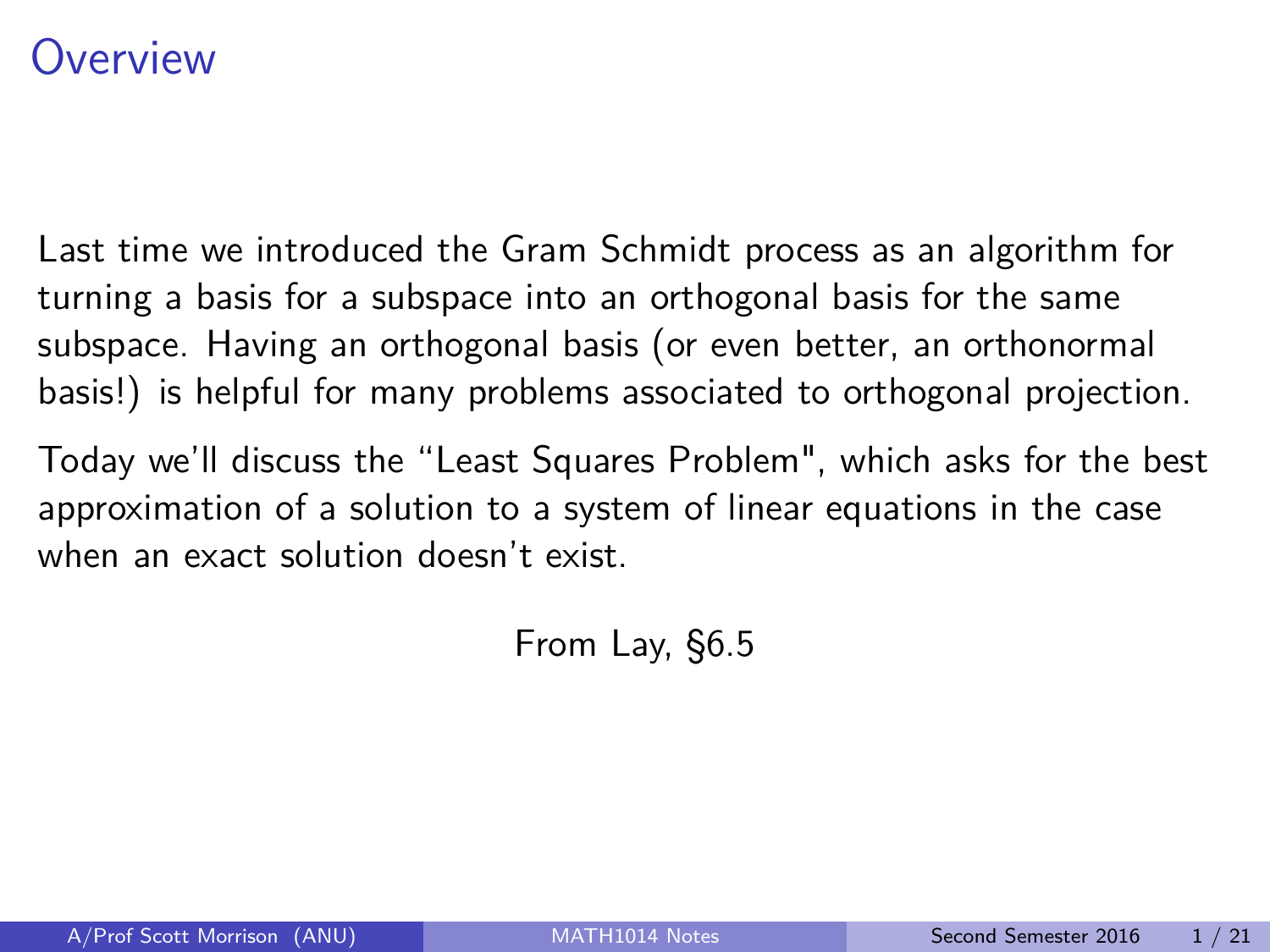# Overview

Last time we introduced the Gram Schmidt process as an algorithm for turning a basis for a subspace into an orthogonal basis for the same subspace. Having an orthogonal basis (or even better, an orthonormal basis!) is helpful for many problems associated to orthogonal projection.

Today we'll discuss the "Least Squares Problem", which asks for the best approximation of a solution to a system of linear equations in the case when an exact solution doesn't exist.

From Lay, §6.5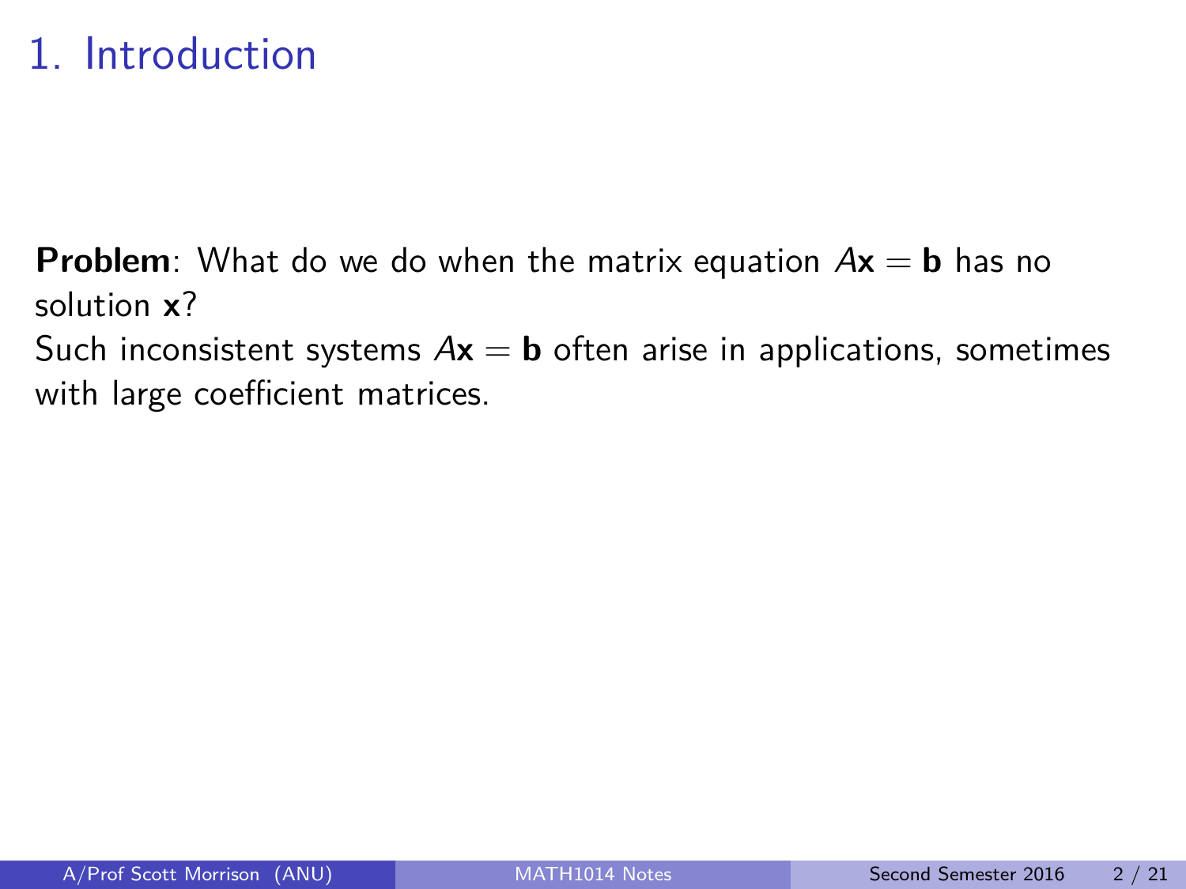# 1. Introduction

**Problem**: What do we do when the matrix equation $A\mathbf{x} = \mathbf{b}$ has no solution $\mathbf{x}$?

Such inconsistent systems $A\mathbf{x} = \mathbf{b}$ often arise in applications, sometimes with large coefficient matrices.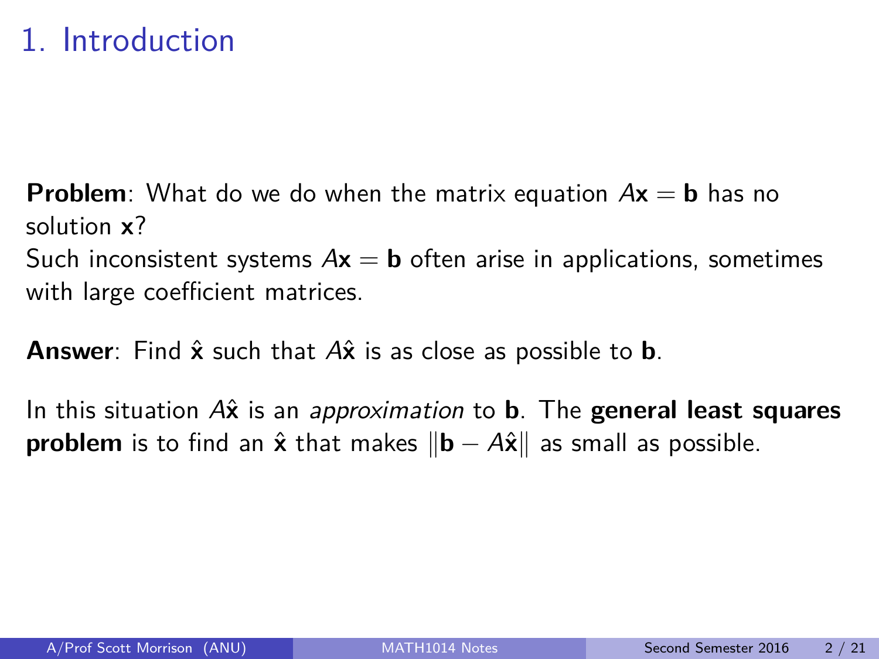# 1. Introduction

**Problem**: What do we do when the matrix equation $A\mathbf{x} = \mathbf{b}$ has no solution $\mathbf{x}$?
Such inconsistent systems $A\mathbf{x} = \mathbf{b}$ often arise in applications, sometimes with large coefficient matrices.

**Answer**: Find $\hat{\mathbf{x}}$ such that $A\hat{\mathbf{x}}$ is as close as possible to $\mathbf{b}$.

In this situation $A\hat{\mathbf{x}}$ is an *approximation* to $\mathbf{b}$. The **general least squares problem** is to find an $\hat{\mathbf{x}}$ that makes $\|\mathbf{b} - A\hat{\mathbf{x}}\|$ as small as possible.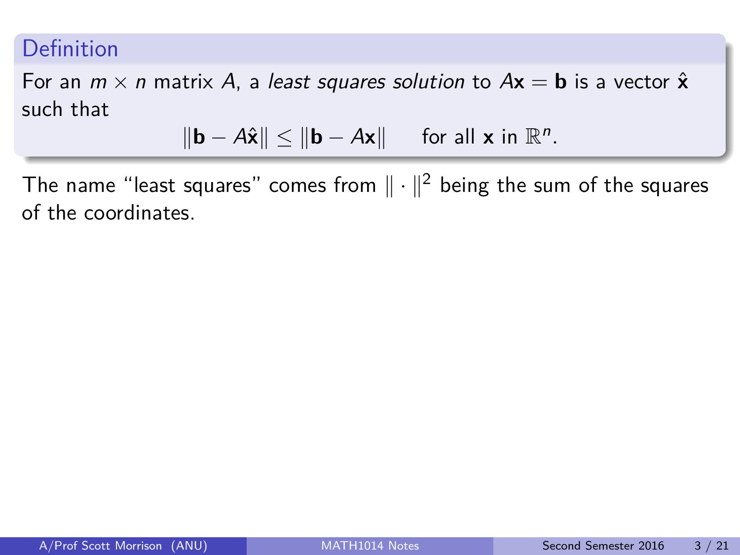**Definition**

For an $m \times n$ matrix $A$, a *least squares solution* to $A\mathbf{x} = \mathbf{b}$ is a vector $\hat{\mathbf{x}}$ such that

$$\|\mathbf{b} - A\hat{\mathbf{x}}\| \leq \|\mathbf{b} - A\mathbf{x}\| \quad \text{for all } \mathbf{x} \text{ in } \mathbb{R}^n.$$

The name "least squares" comes from $\| \cdot \|^2$ being the sum of the squares of the coordinates.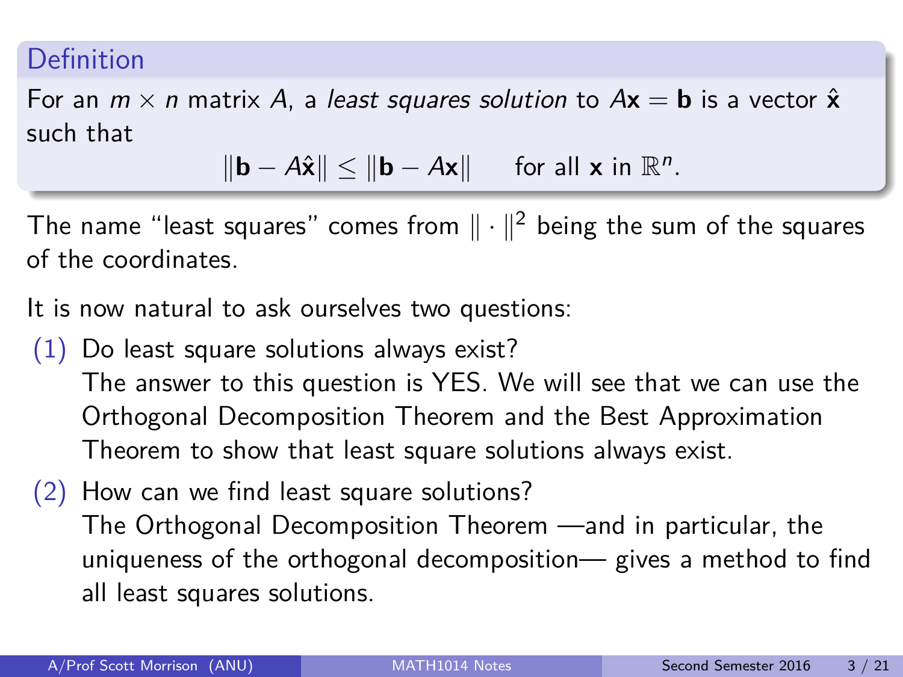**Definition**

For an $m \times n$ matrix $A$, a *least squares solution* to $A\mathbf{x} = \mathbf{b}$ is a vector $\hat{\mathbf{x}}$ such that

$$\|\mathbf{b} - A\hat{\mathbf{x}}\| \leq \|\mathbf{b} - A\mathbf{x}\| \qquad \text{for all } \mathbf{x} \text{ in } \mathbb{R}^n.$$

The name "least squares" comes from $\| \cdot \|^2$ being the sum of the squares of the coordinates.

It is now natural to ask ourselves two questions:

(1) Do least square solutions always exist?
The answer to this question is YES. We will see that we can use the Orthogonal Decomposition Theorem and the Best Approximation Theorem to show that least square solutions always exist.

(2) How can we find least square solutions?
The Orthogonal Decomposition Theorem —and in particular, the uniqueness of the orthogonal decomposition— gives a method to find all least squares solutions.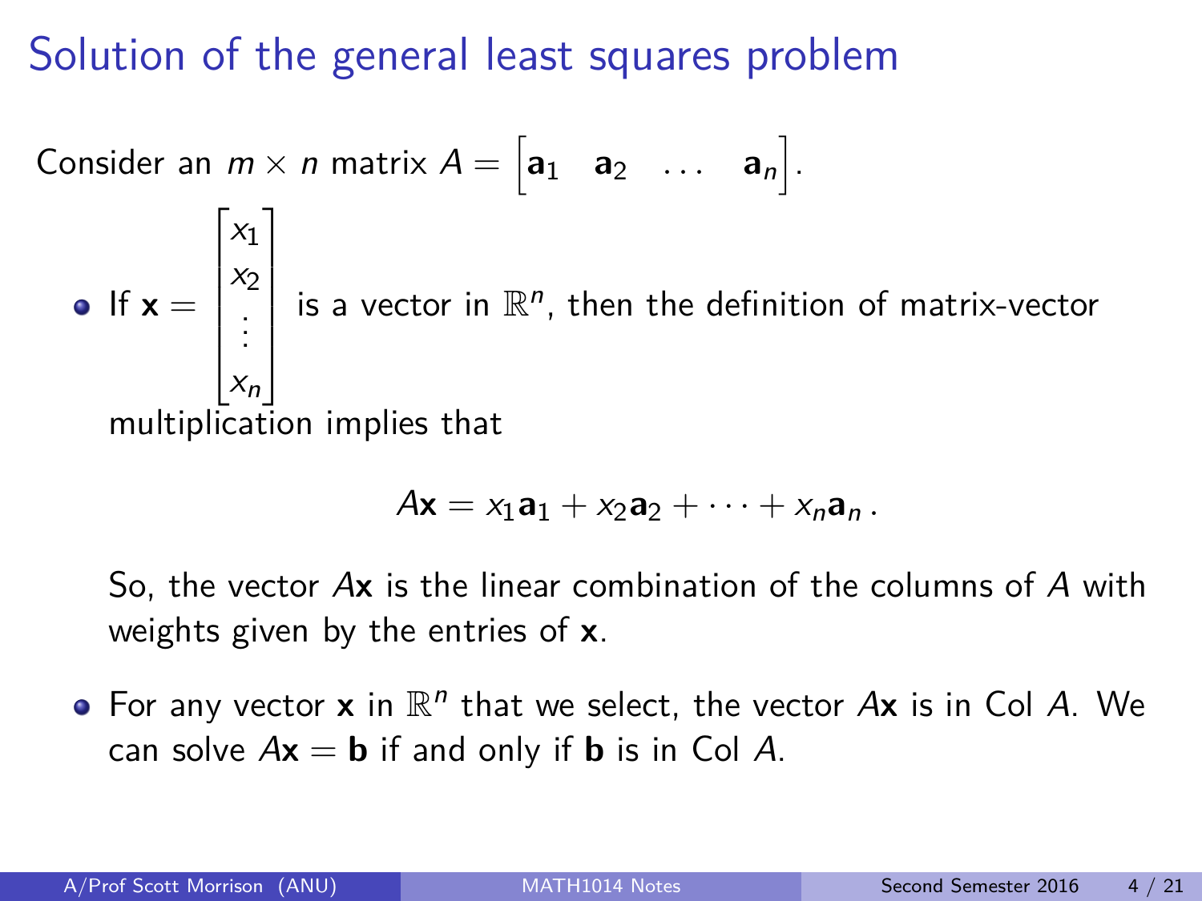# Solution of the general least squares problem

Consider an $m \times n$ matrix $A = \begin{bmatrix} \mathbf{a}_1 & \mathbf{a}_2 & \ldots & \mathbf{a}_n \end{bmatrix}$.

- If $\mathbf{x} = \begin{bmatrix} x_1 \\ x_2 \\ \vdots \\ x_n \end{bmatrix}$ is a vector in $\mathbb{R}^n$, then the definition of matrix-vector multiplication implies that

$$A\mathbf{x} = x_1\mathbf{a}_1 + x_2\mathbf{a}_2 + \cdots + x_n\mathbf{a}_n \, .$$

  So, the vector $A\mathbf{x}$ is the linear combination of the columns of $A$ with weights given by the entries of $\mathbf{x}$.

- For any vector $\mathbf{x}$ in $\mathbb{R}^n$ that we select, the vector $A\mathbf{x}$ is in Col $A$. We can solve $A\mathbf{x} = \mathbf{b}$ if and only if $\mathbf{b}$ is in Col $A$.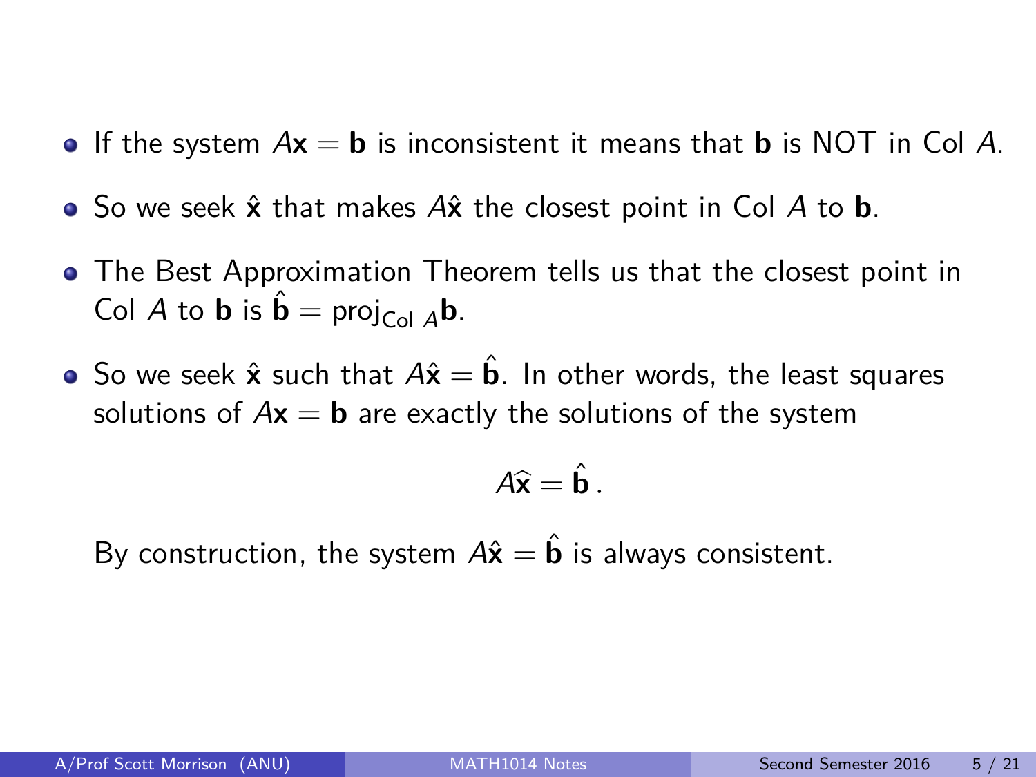- If the system $A\mathbf{x} = \mathbf{b}$ is inconsistent it means that $\mathbf{b}$ is NOT in Col $A$.
- So we seek $\hat{\mathbf{x}}$ that makes $A\hat{\mathbf{x}}$ the closest point in Col $A$ to $\mathbf{b}$.
- The Best Approximation Theorem tells us that the closest point in Col $A$ to $\mathbf{b}$ is $\hat{\mathbf{b}} = \text{proj}_{\text{Col } A}\mathbf{b}$.
- So we seek $\hat{\mathbf{x}}$ such that $A\hat{\mathbf{x}} = \hat{\mathbf{b}}$. In other words, the least squares solutions of $A\mathbf{x} = \mathbf{b}$ are exactly the solutions of the system

$$A\widehat{\mathbf{x}} = \hat{\mathbf{b}}\,.$$

By construction, the system $A\hat{\mathbf{x}} = \hat{\mathbf{b}}$ is always consistent.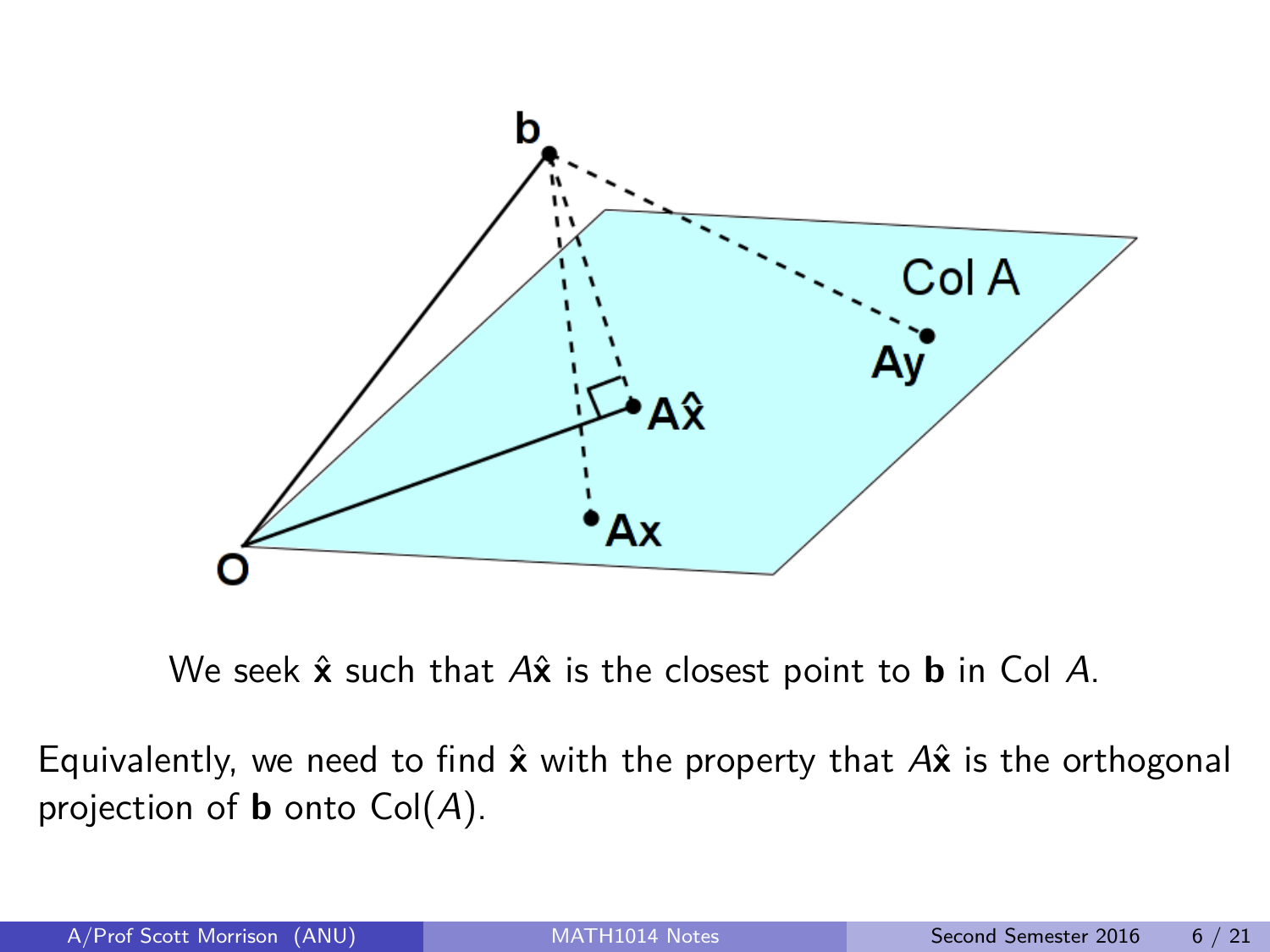We seek $\hat{\mathbf{x}}$ such that $A\hat{\mathbf{x}}$ is the closest point to $\mathbf{b}$ in Col $A$.

Equivalently, we need to find $\hat{\mathbf{x}}$ with the property that $A\hat{\mathbf{x}}$ is the orthogonal projection of $\mathbf{b}$ onto $\text{Col}(A)$.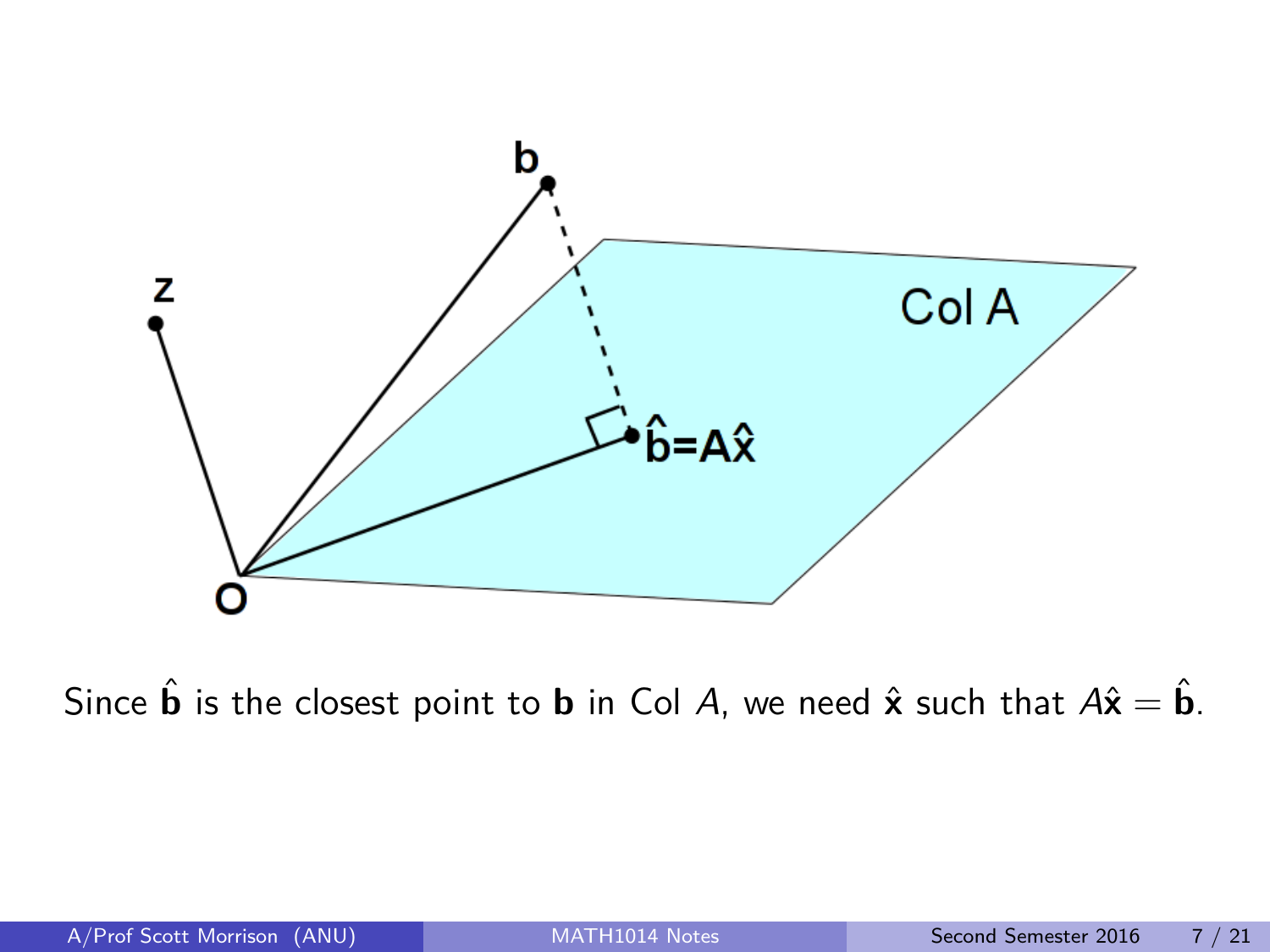Since $\hat{\mathbf{b}}$ is the closest point to $\mathbf{b}$ in Col $A$, we need $\hat{\mathbf{x}}$ such that $A\hat{\mathbf{x}} = \hat{\mathbf{b}}$.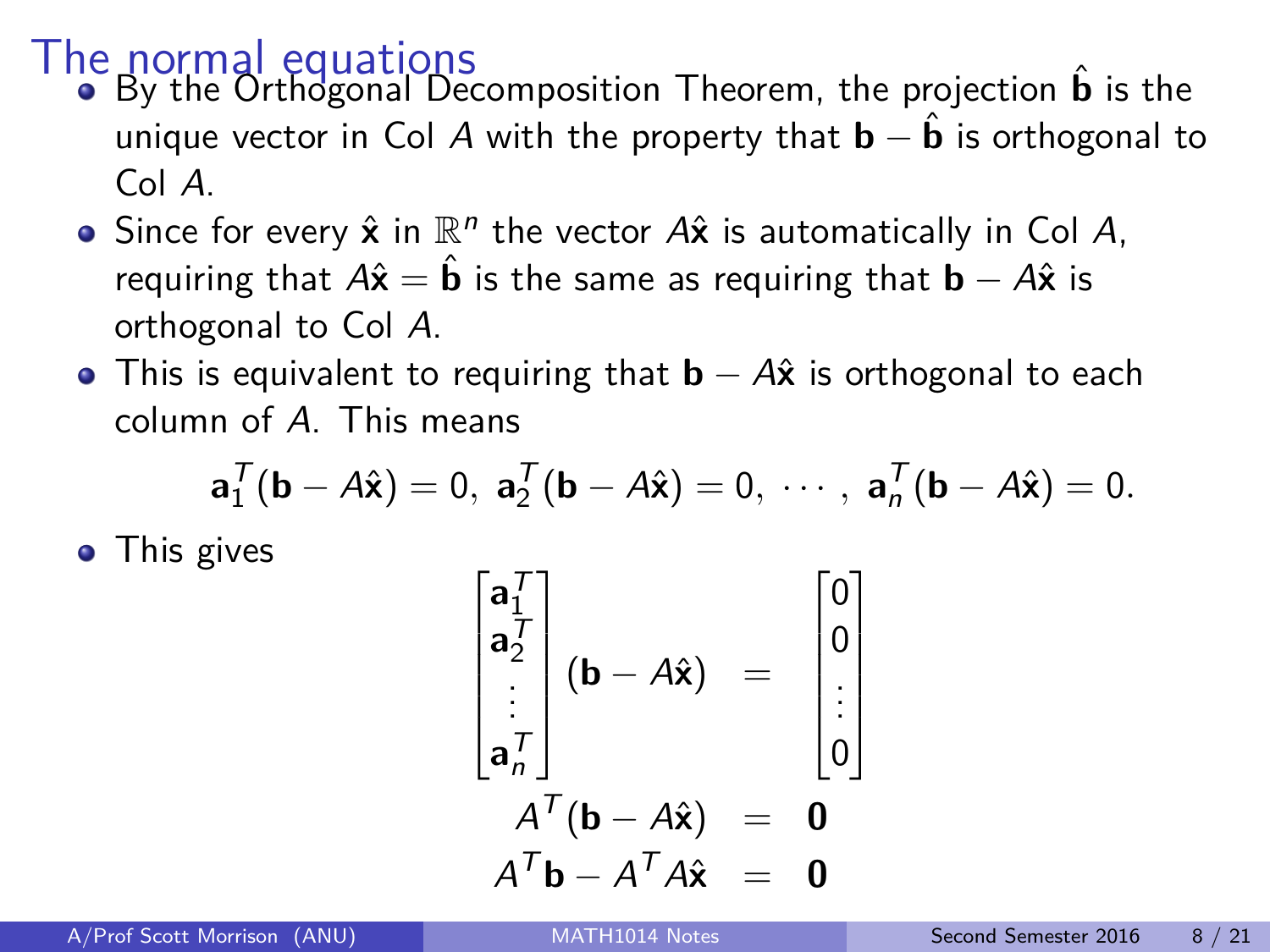# The normal equations

- By the Orthogonal Decomposition Theorem, the projection $\hat{\mathbf{b}}$ is the unique vector in Col $A$ with the property that $\mathbf{b} - \hat{\mathbf{b}}$ is orthogonal to Col $A$.
- Since for every $\hat{\mathbf{x}}$ in $\mathbb{R}^n$ the vector $A\hat{\mathbf{x}}$ is automatically in Col $A$, requiring that $A\hat{\mathbf{x}} = \hat{\mathbf{b}}$ is the same as requiring that $\mathbf{b} - A\hat{\mathbf{x}}$ is orthogonal to Col $A$.
- This is equivalent to requiring that $\mathbf{b} - A\hat{\mathbf{x}}$ is orthogonal to each column of $A$. This means

$$\mathbf{a}_1^T(\mathbf{b} - A\hat{\mathbf{x}}) = 0,\ \mathbf{a}_2^T(\mathbf{b} - A\hat{\mathbf{x}}) = 0,\ \cdots,\ \mathbf{a}_n^T(\mathbf{b} - A\hat{\mathbf{x}}) = 0.$$

- This gives

$$\begin{aligned}
\begin{bmatrix} \mathbf{a}_1^T \\ \mathbf{a}_2^T \\ \vdots \\ \mathbf{a}_n^T \end{bmatrix} (\mathbf{b} - A\hat{\mathbf{x}}) &= \begin{bmatrix} 0 \\ 0 \\ \vdots \\ 0 \end{bmatrix} \\
A^T(\mathbf{b} - A\hat{\mathbf{x}}) &= \mathbf{0} \\
A^T\mathbf{b} - A^TA\hat{\mathbf{x}} &= \mathbf{0}
\end{aligned}$$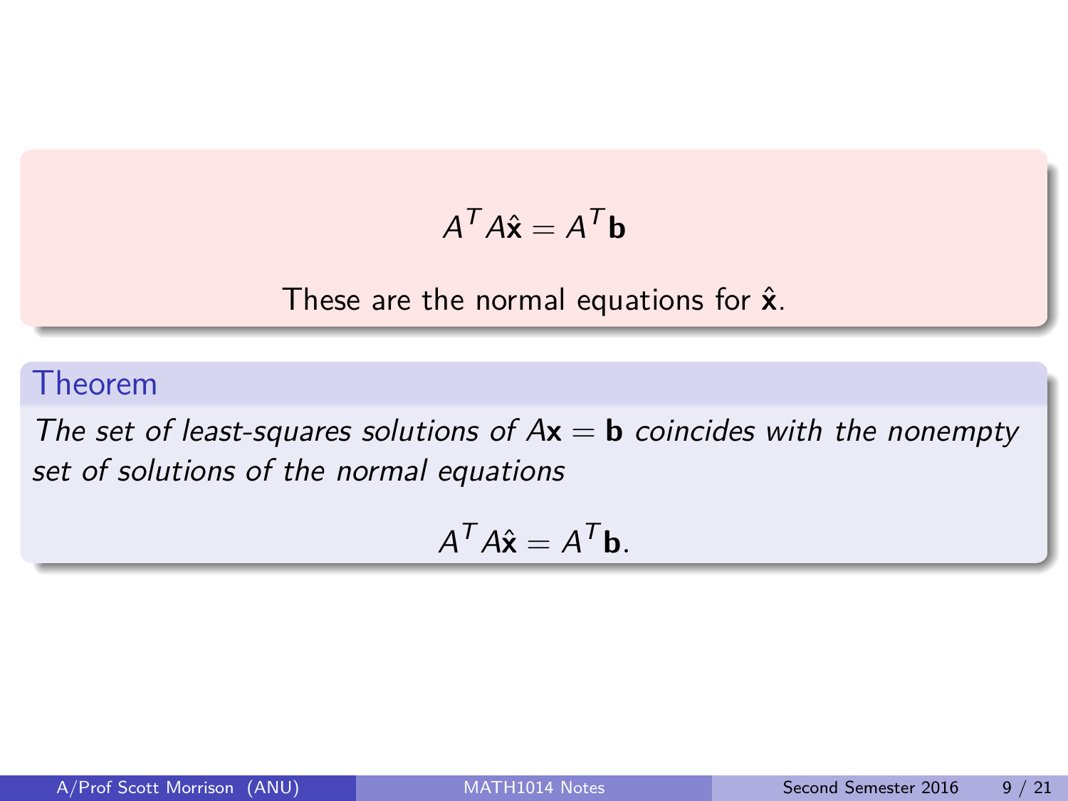$$A^T A\hat{\mathbf{x}} = A^T \mathbf{b}$$

These are the normal equations for $\hat{\mathbf{x}}$.

### Theorem

*The set of least-squares solutions of $A\mathbf{x} = \mathbf{b}$ coincides with the nonempty set of solutions of the normal equations*

$$A^T A\hat{\mathbf{x}} = A^T \mathbf{b}.$$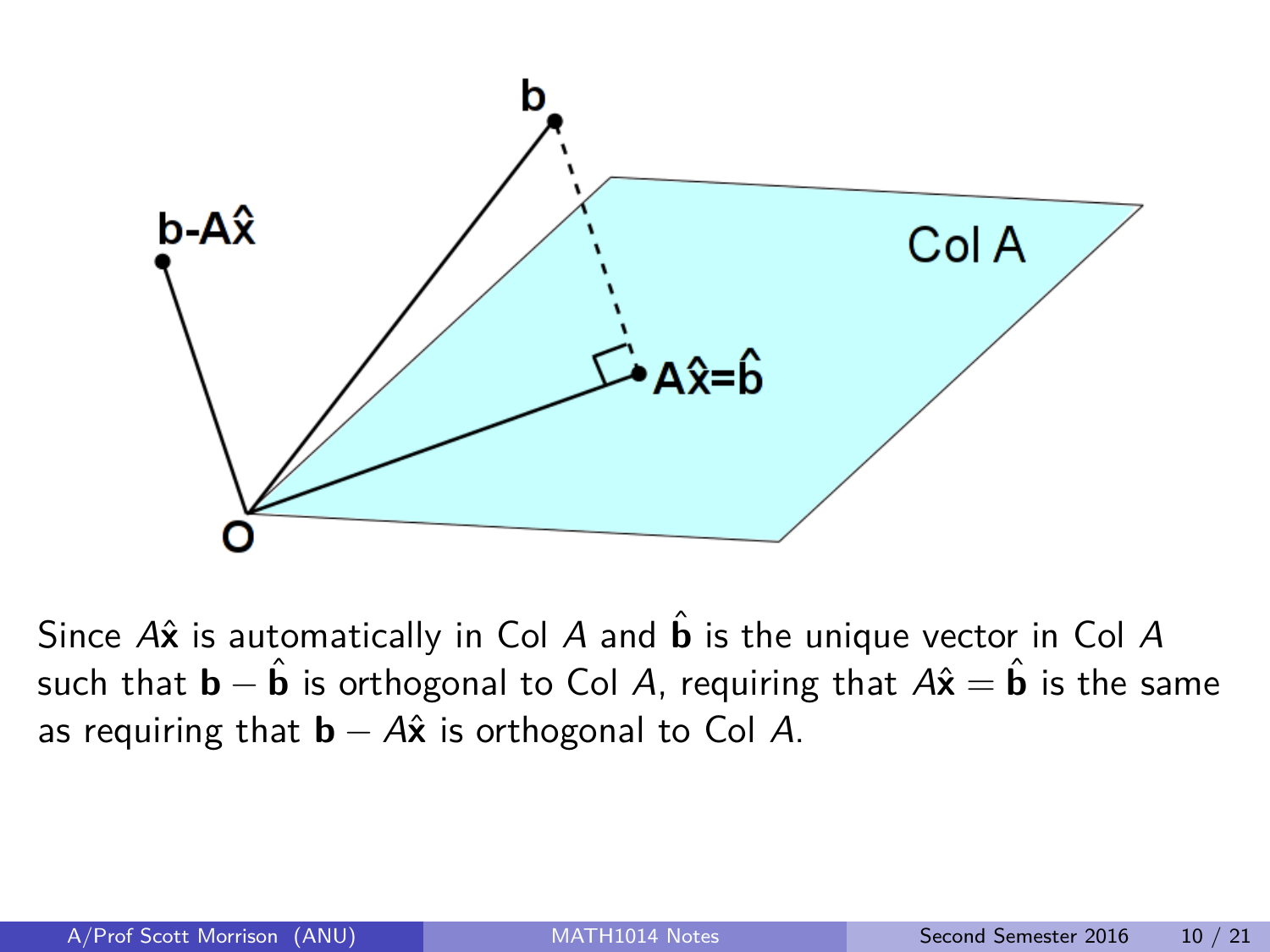Since $A\hat{\mathbf{x}}$ is automatically in Col $A$ and $\hat{\mathbf{b}}$ is the unique vector in Col $A$ such that $\mathbf{b} - \hat{\mathbf{b}}$ is orthogonal to Col $A$, requiring that $A\hat{\mathbf{x}} = \hat{\mathbf{b}}$ is the same as requiring that $\mathbf{b} - A\hat{\mathbf{x}}$ is orthogonal to Col $A$.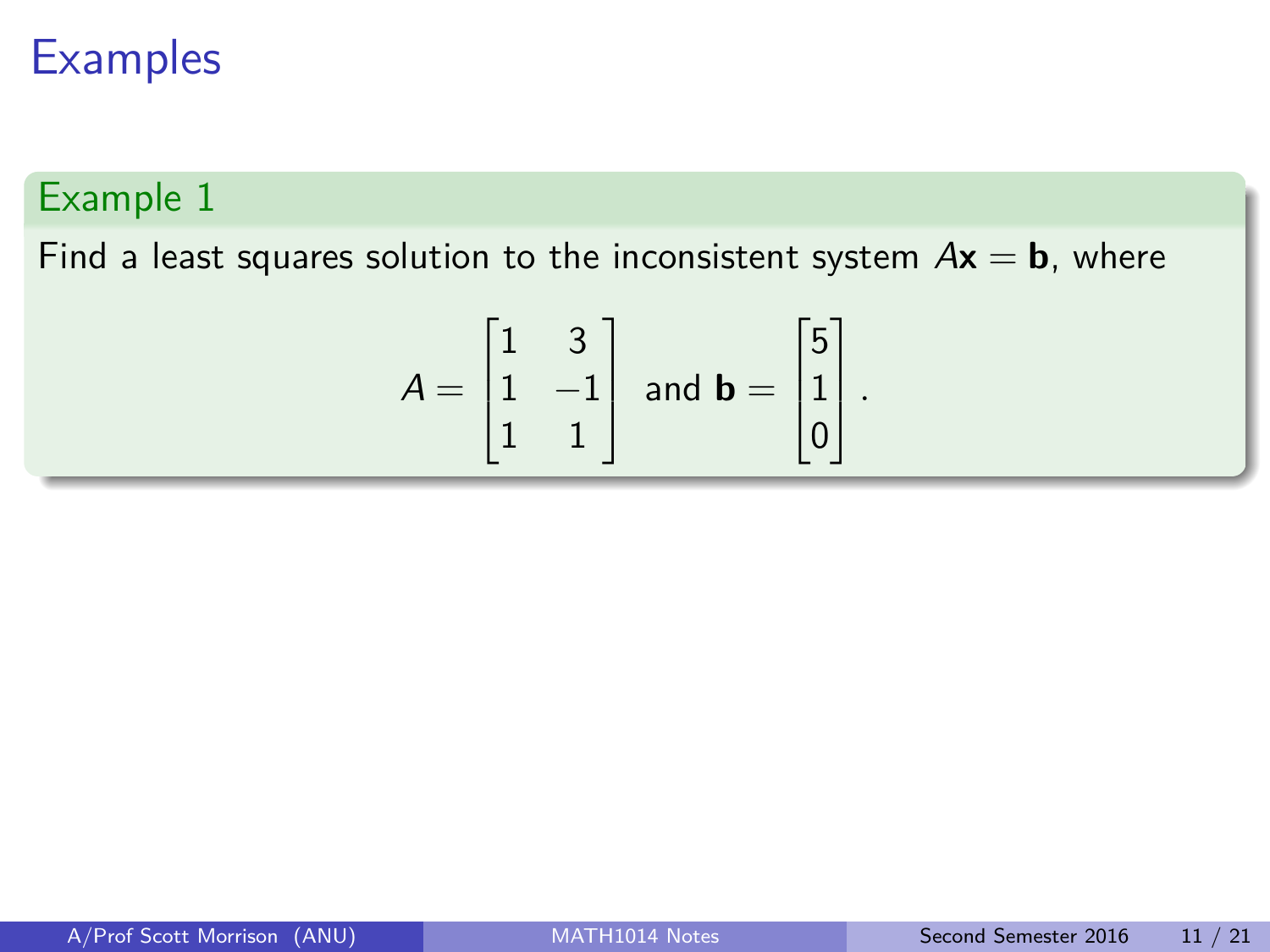# Examples

### Example 1

Find a least squares solution to the inconsistent system $A\mathbf{x} = \mathbf{b}$, where

$$A = \begin{bmatrix} 1 & 3 \\ 1 & -1 \\ 1 & 1 \end{bmatrix} \text{ and } \mathbf{b} = \begin{bmatrix} 5 \\ 1 \\ 0 \end{bmatrix}.$$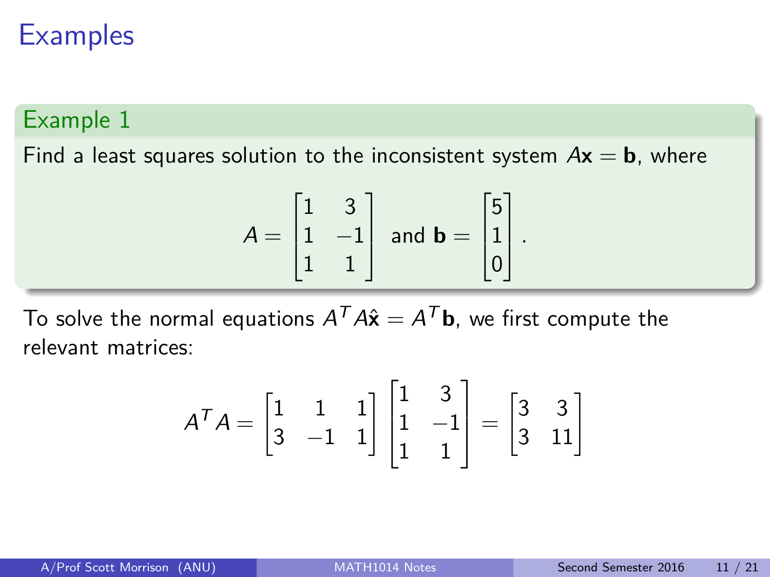# Examples

**Example 1**

Find a least squares solution to the inconsistent system $A\mathbf{x} = \mathbf{b}$, where

$$A = \begin{bmatrix} 1 & 3 \\ 1 & -1 \\ 1 & 1 \end{bmatrix} \text{ and } \mathbf{b} = \begin{bmatrix} 5 \\ 1 \\ 0 \end{bmatrix}.$$

To solve the normal equations $A^T A \hat{\mathbf{x}} = A^T \mathbf{b}$, we first compute the relevant matrices:

$$A^T A = \begin{bmatrix} 1 & 1 & 1 \\ 3 & -1 & 1 \end{bmatrix} \begin{bmatrix} 1 & 3 \\ 1 & -1 \\ 1 & 1 \end{bmatrix} = \begin{bmatrix} 3 & 3 \\ 3 & 11 \end{bmatrix}$$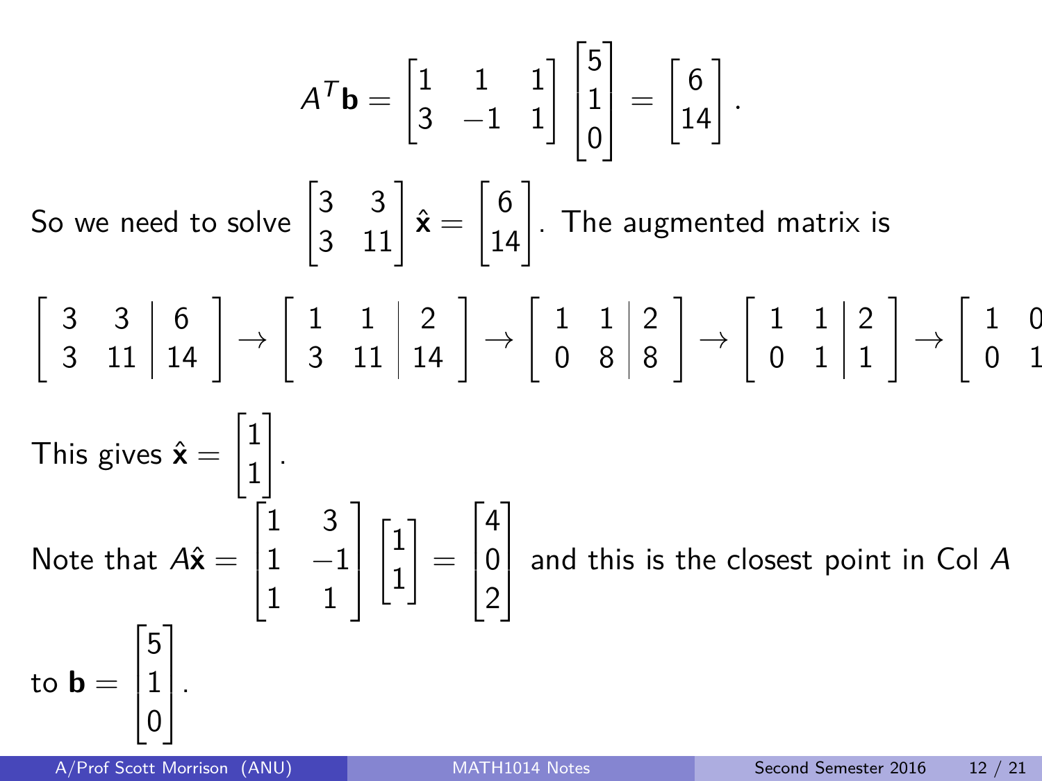$$A^T\mathbf{b} = \begin{bmatrix} 1 & 1 & 1 \\ 3 & -1 & 1 \end{bmatrix} \begin{bmatrix} 5 \\ 1 \\ 0 \end{bmatrix} = \begin{bmatrix} 6 \\ 14 \end{bmatrix}.$$

So we need to solve $\begin{bmatrix} 3 & 3 \\ 3 & 11 \end{bmatrix} \hat{\mathbf{x}} = \begin{bmatrix} 6 \\ 14 \end{bmatrix}$. The augmented matrix is

$$\left[\begin{array}{cc|c} 3 & 3 & 6 \\ 3 & 11 & 14 \end{array}\right] \to \left[\begin{array}{cc|c} 1 & 1 & 2 \\ 3 & 11 & 14 \end{array}\right] \to \left[\begin{array}{cc|c} 1 & 1 & 2 \\ 0 & 8 & 8 \end{array}\right] \to \left[\begin{array}{cc|c} 1 & 1 & 2 \\ 0 & 1 & 1 \end{array}\right] \to \left[\begin{array}{cc} 1 & 0 \\ 0 & 1 \end{array}\right.$$

This gives $\hat{\mathbf{x}} = \begin{bmatrix} 1 \\ 1 \end{bmatrix}$.

Note that $A\hat{\mathbf{x}} = \begin{bmatrix} 1 & 3 \\ 1 & -1 \\ 1 & 1 \end{bmatrix} \begin{bmatrix} 1 \\ 1 \end{bmatrix} = \begin{bmatrix} 4 \\ 0 \\ 2 \end{bmatrix}$ and this is the closest point in Col $A$ to $\mathbf{b} = \begin{bmatrix} 5 \\ 1 \\ 0 \end{bmatrix}$.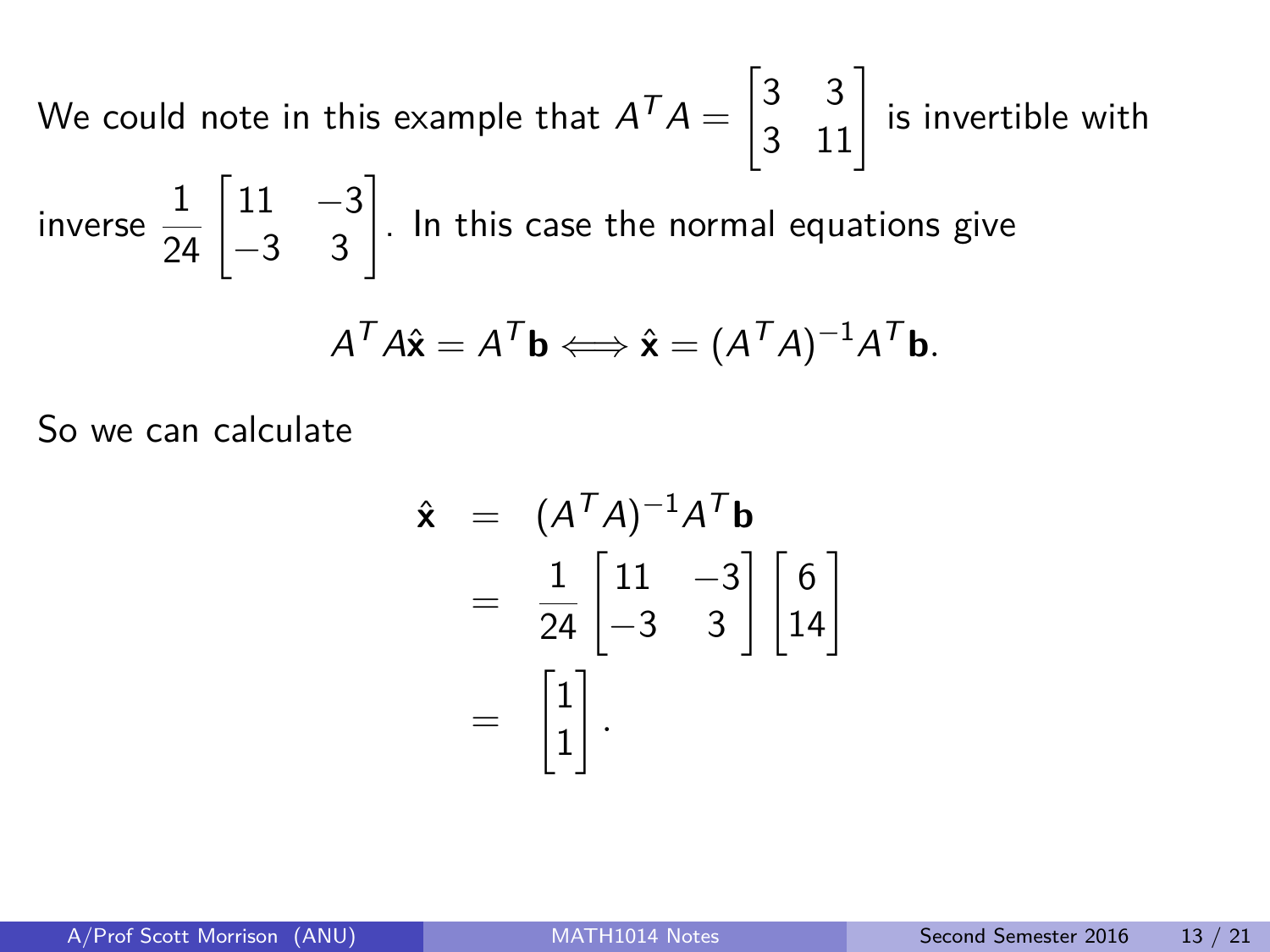We could note in this example that $A^TA = \begin{bmatrix} 3 & 3 \\ 3 & 11 \end{bmatrix}$ is invertible with inverse $\frac{1}{24}\begin{bmatrix} 11 & -3 \\ -3 & 3 \end{bmatrix}$. In this case the normal equations give

$$A^TA\hat{\mathbf{x}} = A^T\mathbf{b} \iff \hat{\mathbf{x}} = (A^TA)^{-1}A^T\mathbf{b}.$$

So we can calculate

$$\begin{aligned}
\hat{\mathbf{x}} &= (A^TA)^{-1}A^T\mathbf{b} \\
&= \frac{1}{24}\begin{bmatrix} 11 & -3 \\ -3 & 3 \end{bmatrix}\begin{bmatrix} 6 \\ 14 \end{bmatrix} \\
&= \begin{bmatrix} 1 \\ 1 \end{bmatrix}.
\end{aligned}$$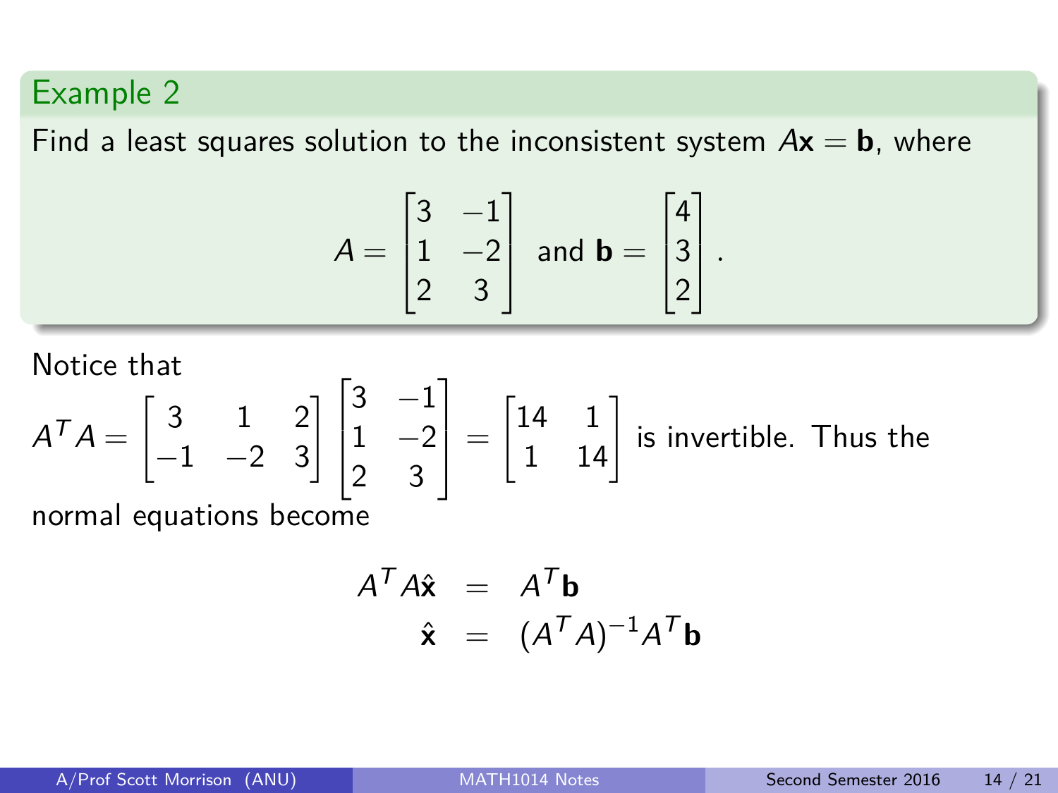## Example 2

Find a least squares solution to the inconsistent system $A\mathbf{x} = \mathbf{b}$, where

$$A = \begin{bmatrix} 3 & -1 \\ 1 & -2 \\ 2 & 3 \end{bmatrix} \text{ and } \mathbf{b} = \begin{bmatrix} 4 \\ 3 \\ 2 \end{bmatrix}.$$

Notice that

$$A^T A = \begin{bmatrix} 3 & 1 & 2 \\ -1 & -2 & 3 \end{bmatrix} \begin{bmatrix} 3 & -1 \\ 1 & -2 \\ 2 & 3 \end{bmatrix} = \begin{bmatrix} 14 & 1 \\ 1 & 14 \end{bmatrix}$$

is invertible. Thus the normal equations become

$$\begin{aligned} A^T A\hat{\mathbf{x}} &= A^T \mathbf{b} \\ \hat{\mathbf{x}} &= (A^T A)^{-1} A^T \mathbf{b} \end{aligned}$$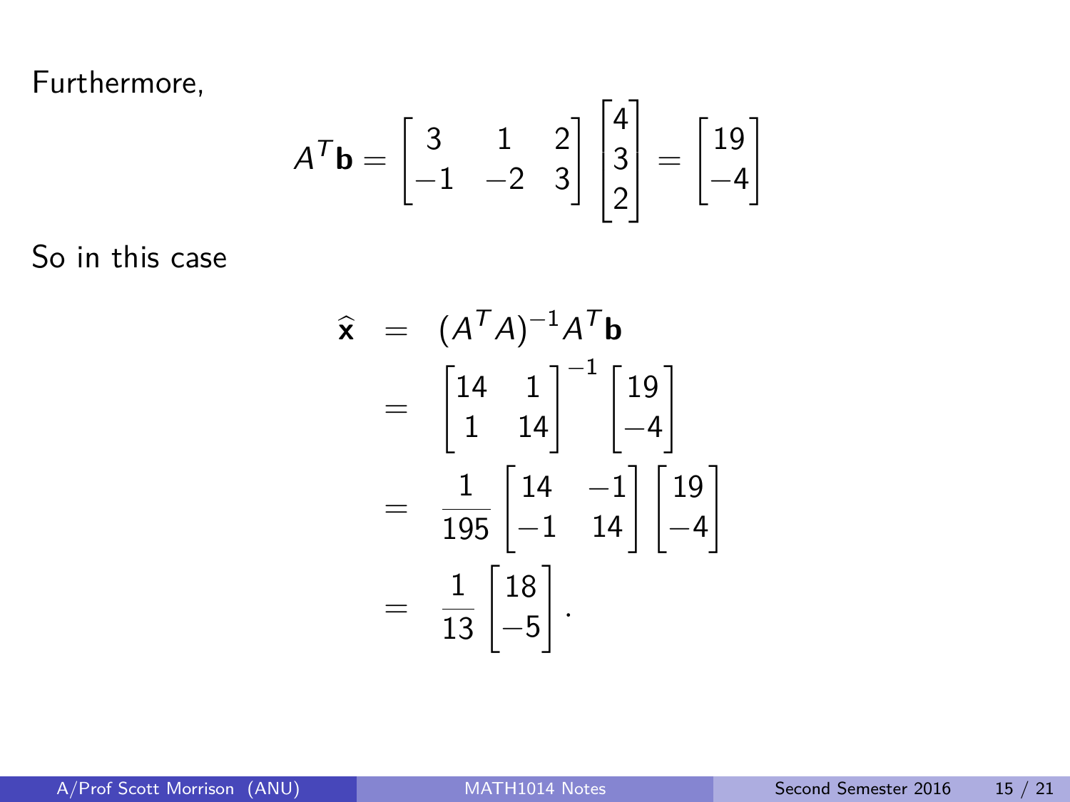Furthermore,

$$A^T\mathbf{b} = \begin{bmatrix} 3 & 1 & 2 \\ -1 & -2 & 3 \end{bmatrix} \begin{bmatrix} 4 \\ 3 \\ 2 \end{bmatrix} = \begin{bmatrix} 19 \\ -4 \end{bmatrix}$$

So in this case

$$\begin{aligned}
\widehat{\mathbf{x}} &= (A^TA)^{-1}A^T\mathbf{b} \\
&= \begin{bmatrix} 14 & 1 \\ 1 & 14 \end{bmatrix}^{-1} \begin{bmatrix} 19 \\ -4 \end{bmatrix} \\
&= \frac{1}{195} \begin{bmatrix} 14 & -1 \\ -1 & 14 \end{bmatrix} \begin{bmatrix} 19 \\ -4 \end{bmatrix} \\
&= \frac{1}{13} \begin{bmatrix} 18 \\ -5 \end{bmatrix}.
\end{aligned}$$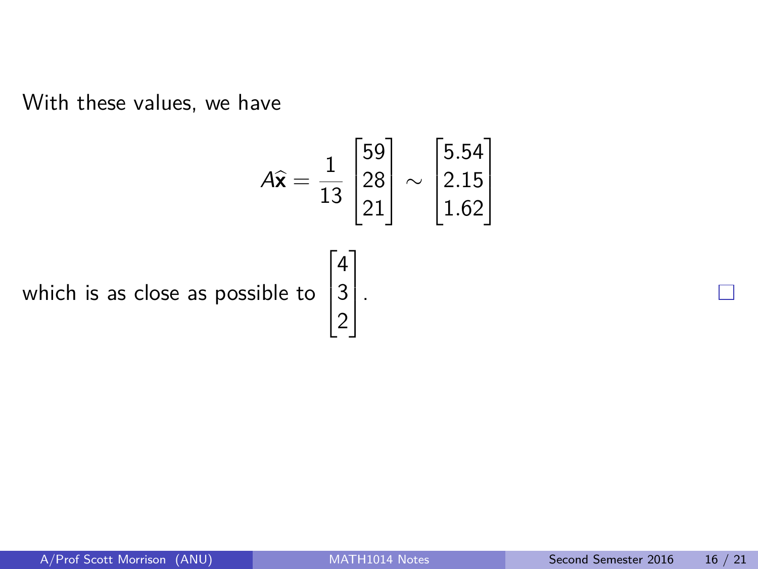With these values, we have

$$A\widehat{\mathbf{x}} = \frac{1}{13}\begin{bmatrix} 59 \\ 28 \\ 21 \end{bmatrix} \sim \begin{bmatrix} 5.54 \\ 2.15 \\ 1.62 \end{bmatrix}$$

which is as close as possible to $\begin{bmatrix} 4 \\ 3 \\ 2 \end{bmatrix}$. $\square$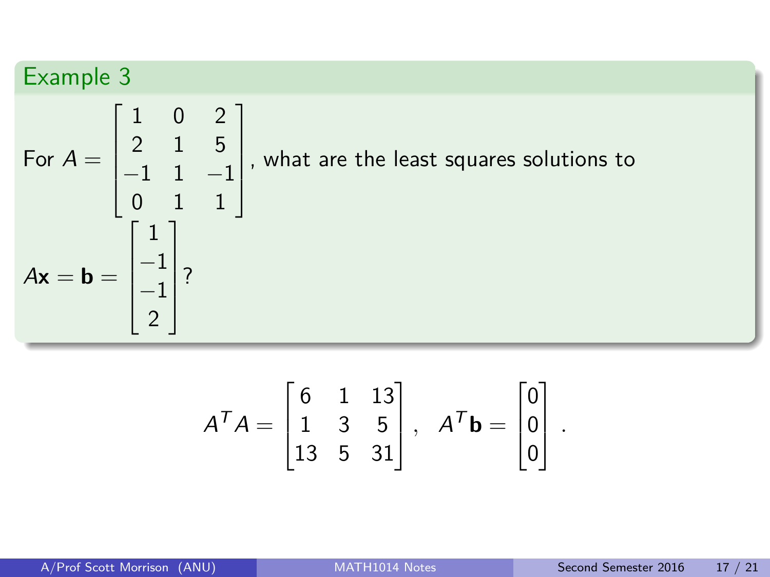## Example 3

For $A = \begin{bmatrix} 1 & 0 & 2 \\ 2 & 1 & 5 \\ -1 & 1 & -1 \\ 0 & 1 & 1 \end{bmatrix}$, what are the least squares solutions to

$A\mathbf{x} = \mathbf{b} = \begin{bmatrix} 1 \\ -1 \\ -1 \\ 2 \end{bmatrix}$?

$$A^T A = \begin{bmatrix} 6 & 1 & 13 \\ 1 & 3 & 5 \\ 13 & 5 & 31 \end{bmatrix}, \quad A^T \mathbf{b} = \begin{bmatrix} 0 \\ 0 \\ 0 \end{bmatrix}.$$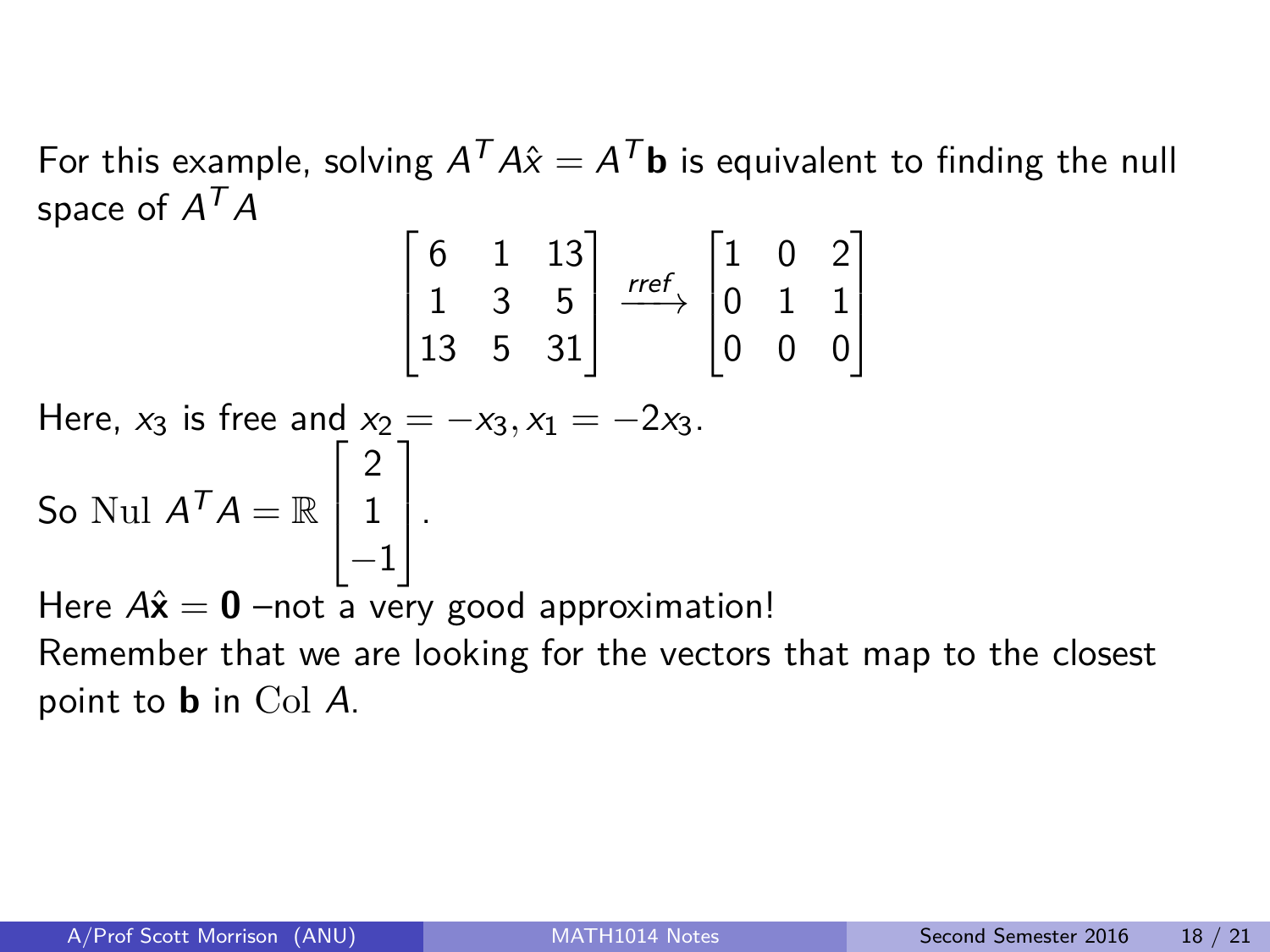For this example, solving $A^T A\hat{x} = A^T\mathbf{b}$ is equivalent to finding the null space of $A^T A$

$$\begin{bmatrix} 6 & 1 & 13 \\ 1 & 3 & 5 \\ 13 & 5 & 31 \end{bmatrix} \xrightarrow{rref} \begin{bmatrix} 1 & 0 & 2 \\ 0 & 1 & 1 \\ 0 & 0 & 0 \end{bmatrix}$$

Here, $x_3$ is free and $x_2 = -x_3, x_1 = -2x_3$.

So $\mathrm{Nul}\ A^T A = \mathbb{R}\begin{bmatrix} 2 \\ 1 \\ -1 \end{bmatrix}$.

Here $A\hat{\mathbf{x}} = \mathbf{0}$ –not a very good approximation!

Remember that we are looking for the vectors that map to the closest point to $\mathbf{b}$ in $\mathrm{Col}\ A$.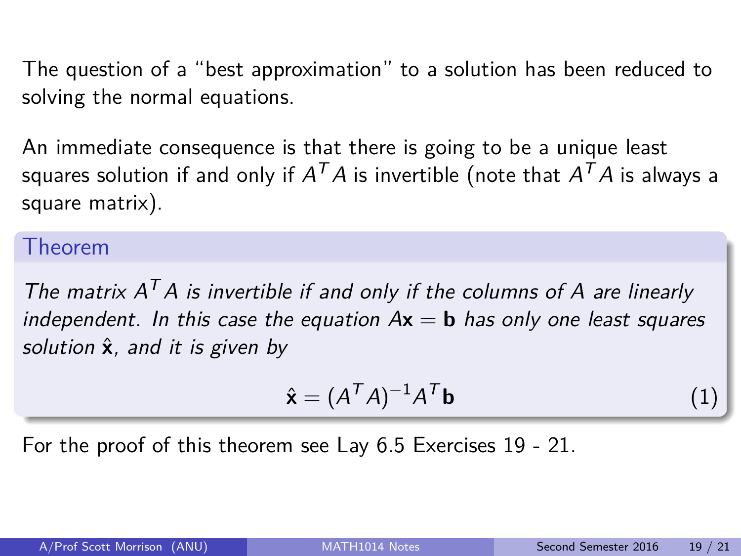The question of a "best approximation" to a solution has been reduced to solving the normal equations.

An immediate consequence is that there is going to be a unique least squares solution if and only if $A^T A$ is invertible (note that $A^T A$ is always a square matrix).

**Theorem**

*The matrix $A^T A$ is invertible if and only if the columns of $A$ are linearly independent. In this case the equation $A\mathbf{x} = \mathbf{b}$ has only one least squares solution $\hat{\mathbf{x}}$, and it is given by*

$$\hat{\mathbf{x}} = (A^T A)^{-1} A^T \mathbf{b} \tag{1}$$

For the proof of this theorem see Lay 6.5 Exercises 19 - 21.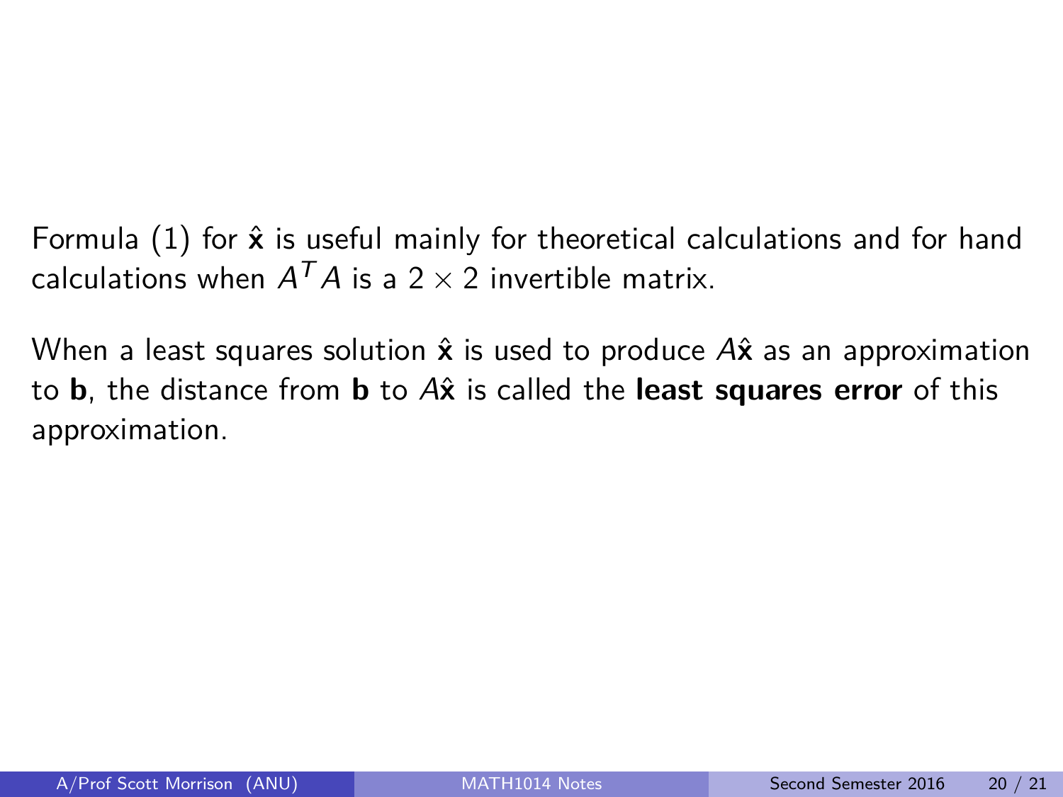Formula (1) for $\hat{\mathbf{x}}$ is useful mainly for theoretical calculations and for hand calculations when $A^T A$ is a $2 \times 2$ invertible matrix.

When a least squares solution $\hat{\mathbf{x}}$ is used to produce $A\hat{\mathbf{x}}$ as an approximation to $\mathbf{b}$, the distance from $\mathbf{b}$ to $A\hat{\mathbf{x}}$ is called the **least squares error** of this approximation.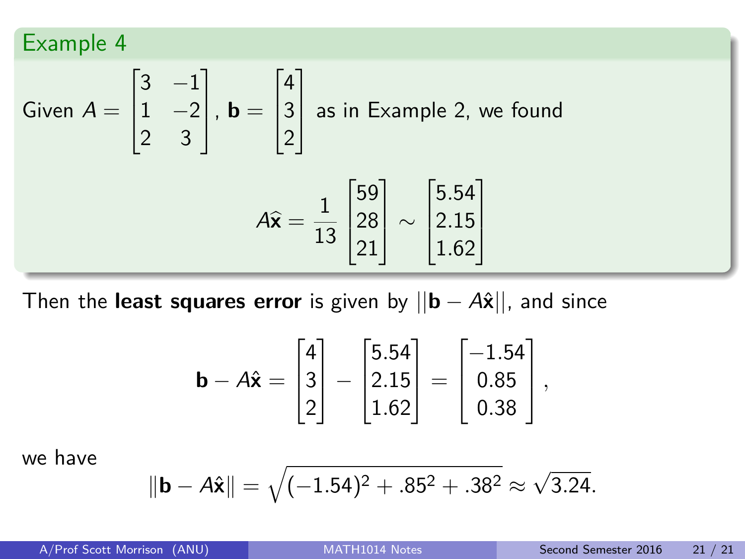### Example 4

Given $A = \begin{bmatrix} 3 & -1 \\ 1 & -2 \\ 2 & 3 \end{bmatrix}$, $\mathbf{b} = \begin{bmatrix} 4 \\ 3 \\ 2 \end{bmatrix}$ as in Example 2, we found

$$A\widehat{\mathbf{x}} = \frac{1}{13} \begin{bmatrix} 59 \\ 28 \\ 21 \end{bmatrix} \sim \begin{bmatrix} 5.54 \\ 2.15 \\ 1.62 \end{bmatrix}$$

Then the **least squares error** is given by $||\mathbf{b} - A\hat{\mathbf{x}}||$, and since

$$\mathbf{b} - A\hat{\mathbf{x}} = \begin{bmatrix} 4 \\ 3 \\ 2 \end{bmatrix} - \begin{bmatrix} 5.54 \\ 2.15 \\ 1.62 \end{bmatrix} = \begin{bmatrix} -1.54 \\ 0.85 \\ 0.38 \end{bmatrix},$$

we have

$$\|\mathbf{b} - A\hat{\mathbf{x}}\| = \sqrt{(-1.54)^2 + .85^2 + .38^2} \approx \sqrt{3.24}.$$